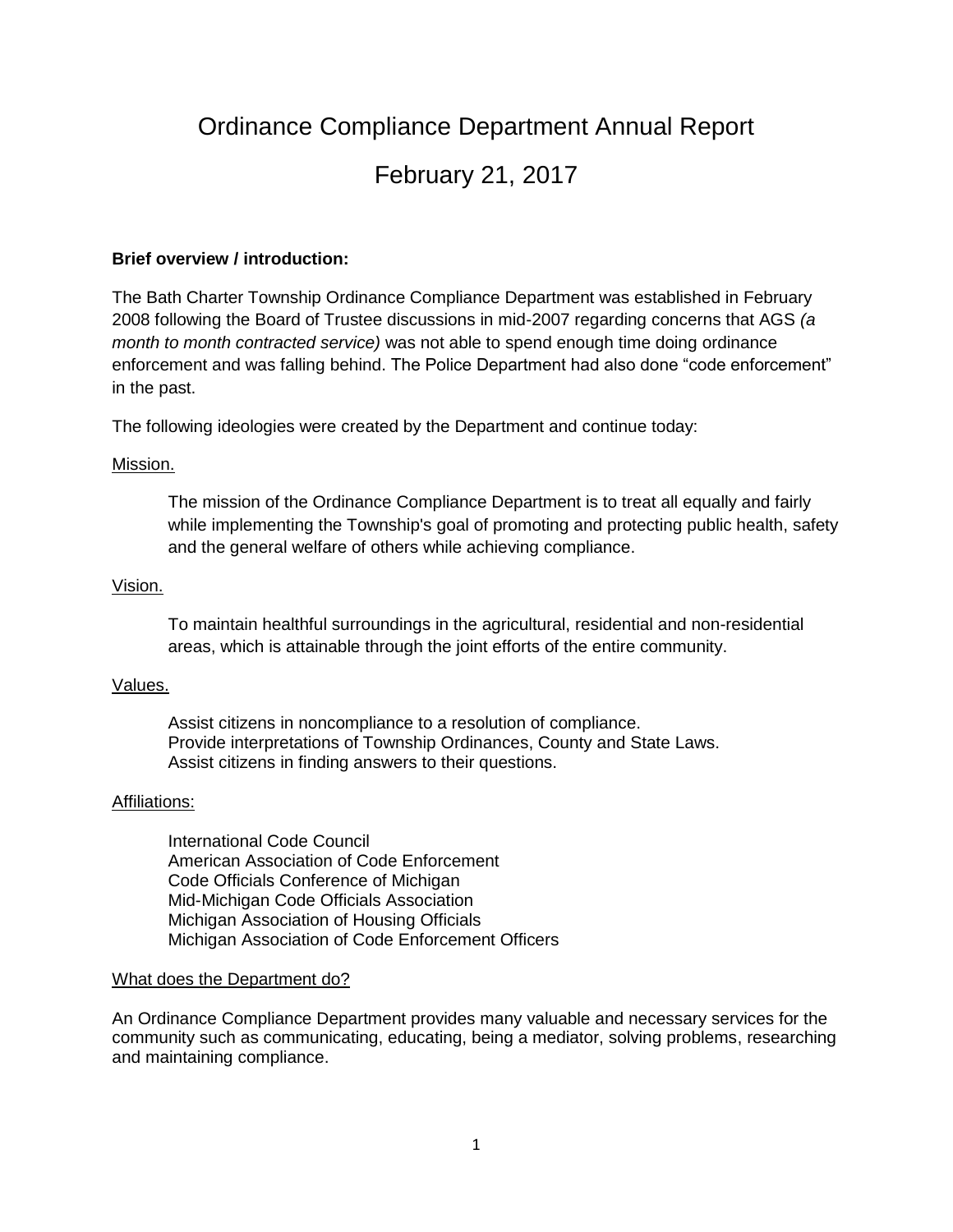# Ordinance Compliance Department Annual Report

## February 21, 2017

**Brief overview / introduction:**

The Bath Charter Township Ordinance Compliance Department was established in February 2008 following the Board of Trustee discussions in mid-2007 regarding concerns that AGS *(a month to month contracted service)* was not able to spend enough time doing ordinance enforcement and was falling behind. The Police Department had also done "code enforcement" in the past.

The following ideologies were created by the Department and continue today:

<u>Mission.</u>

> The mission of the Ordinance Compliance Department is to treat all equally and fairly while implementing the Township's goal of promoting and protecting public health, safety and the general welfare of others while achieving compliance.

<u>Vision.</u>

> To maintain healthful surroundings in the agricultural, residential and non-residential areas, which is attainable through the joint efforts of the entire community.

<u>Values.</u>

> Assist citizens in noncompliance to a resolution of compliance.
> Provide interpretations of Township Ordinances, County and State Laws.
> Assist citizens in finding answers to their questions.

<u>Affiliations:</u>

> International Code Council
> American Association of Code Enforcement
> Code Officials Conference of Michigan
> Mid-Michigan Code Officials Association
> Michigan Association of Housing Officials
> Michigan Association of Code Enforcement Officers

<u>What does the Department do?</u>

An Ordinance Compliance Department provides many valuable and necessary services for the community such as communicating, educating, being a mediator, solving problems, researching and maintaining compliance.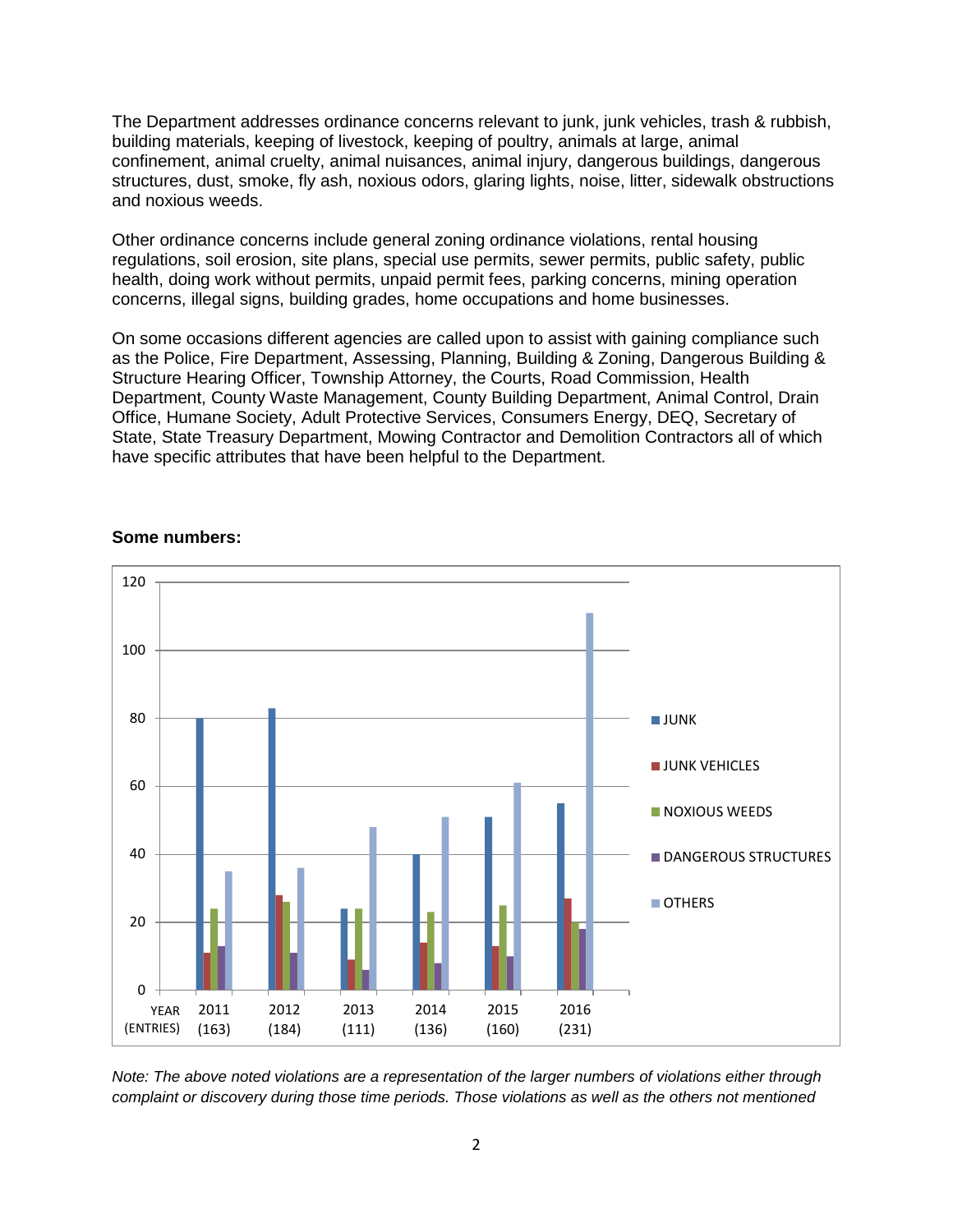The Department addresses ordinance concerns relevant to junk, junk vehicles, trash & rubbish, building materials, keeping of livestock, keeping of poultry, animals at large, animal confinement, animal cruelty, animal nuisances, animal injury, dangerous buildings, dangerous structures, dust, smoke, fly ash, noxious odors, glaring lights, noise, litter, sidewalk obstructions and noxious weeds.

Other ordinance concerns include general zoning ordinance violations, rental housing regulations, soil erosion, site plans, special use permits, sewer permits, public safety, public health, doing work without permits, unpaid permit fees, parking concerns, mining operation concerns, illegal signs, building grades, home occupations and home businesses.

On some occasions different agencies are called upon to assist with gaining compliance such as the Police, Fire Department, Assessing, Planning, Building & Zoning, Dangerous Building & Structure Hearing Officer, Township Attorney, the Courts, Road Commission, Health Department, County Waste Management, County Building Department, Animal Control, Drain Office, Humane Society, Adult Protective Services, Consumers Energy, DEQ, Secretary of State, State Treasury Department, Mowing Contractor and Demolition Contractors all of which have specific attributes that have been helpful to the Department.

**Some numbers:**

| YEAR (ENTRIES) | JUNK | JUNK VEHICLES | NOXIOUS WEEDS | DANGEROUS STRUCTURES | OTHERS |
|---|---|---|---|---|---|
| 2011 (163) | 80 | 11 | 24 | 13 | 35 |
| 2012 (184) | 83 | 28 | 26 | 11 | 36 |
| 2013 (111) | 24 | 9 | 24 | 6 | 48 |
| 2014 (136) | 40 | 14 | 23 | 8 | 51 |
| 2015 (160) | 51 | 13 | 25 | 10 | 61 |
| 2016 (231) | 55 | 27 | 20 | 18 | 111 |

*Note: The above noted violations are a representation of the larger numbers of violations either through complaint or discovery during those time periods. Those violations as well as the others not mentioned*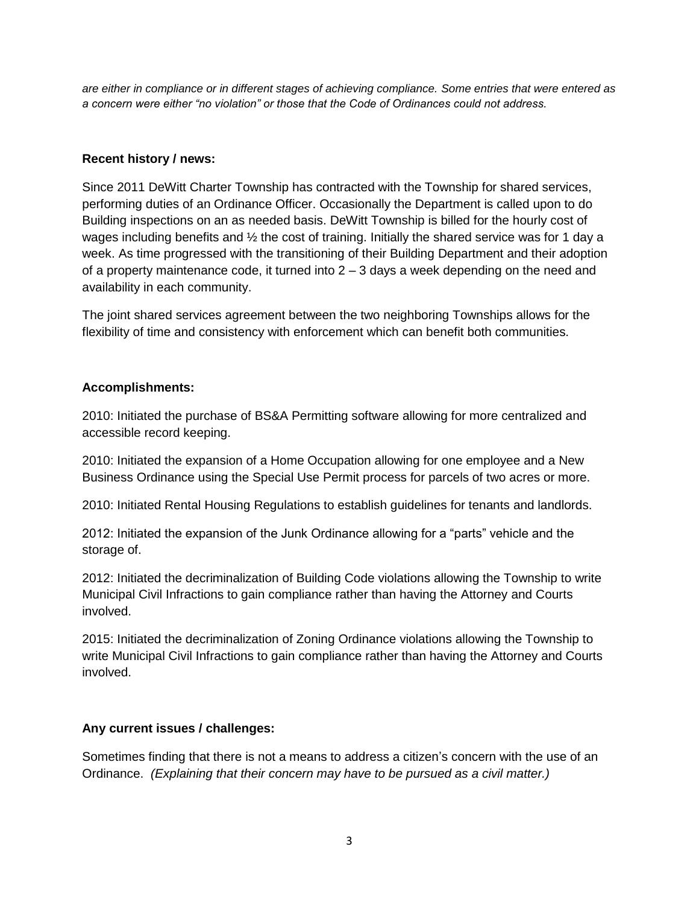*are either in compliance or in different stages of achieving compliance. Some entries that were entered as a concern were either "no violation" or those that the Code of Ordinances could not address.*

**Recent history / news:**

Since 2011 DeWitt Charter Township has contracted with the Township for shared services, performing duties of an Ordinance Officer. Occasionally the Department is called upon to do Building inspections on an as needed basis. DeWitt Township is billed for the hourly cost of wages including benefits and ½ the cost of training. Initially the shared service was for 1 day a week. As time progressed with the transitioning of their Building Department and their adoption of a property maintenance code, it turned into 2 – 3 days a week depending on the need and availability in each community.

The joint shared services agreement between the two neighboring Townships allows for the flexibility of time and consistency with enforcement which can benefit both communities.

**Accomplishments:**

2010: Initiated the purchase of BS&A Permitting software allowing for more centralized and accessible record keeping.

2010: Initiated the expansion of a Home Occupation allowing for one employee and a New Business Ordinance using the Special Use Permit process for parcels of two acres or more.

2010: Initiated Rental Housing Regulations to establish guidelines for tenants and landlords.

2012: Initiated the expansion of the Junk Ordinance allowing for a "parts" vehicle and the storage of.

2012: Initiated the decriminalization of Building Code violations allowing the Township to write Municipal Civil Infractions to gain compliance rather than having the Attorney and Courts involved.

2015: Initiated the decriminalization of Zoning Ordinance violations allowing the Township to write Municipal Civil Infractions to gain compliance rather than having the Attorney and Courts involved.

**Any current issues / challenges:**

Sometimes finding that there is not a means to address a citizen's concern with the use of an Ordinance. *(Explaining that their concern may have to be pursued as a civil matter.)*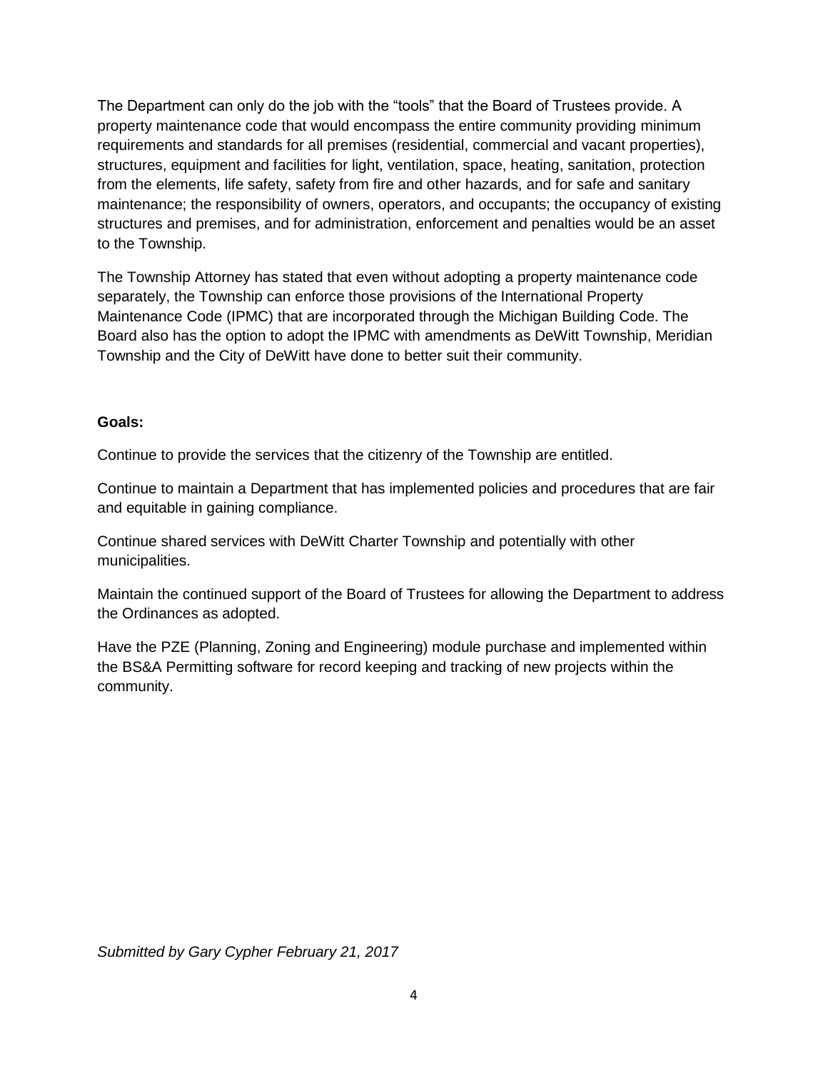The Department can only do the job with the “tools” that the Board of Trustees provide. A property maintenance code that would encompass the entire community providing minimum requirements and standards for all premises (residential, commercial and vacant properties), structures, equipment and facilities for light, ventilation, space, heating, sanitation, protection from the elements, life safety, safety from fire and other hazards, and for safe and sanitary maintenance; the responsibility of owners, operators, and occupants; the occupancy of existing structures and premises, and for administration, enforcement and penalties would be an asset to the Township.

The Township Attorney has stated that even without adopting a property maintenance code separately, the Township can enforce those provisions of the International Property Maintenance Code (IPMC) that are incorporated through the Michigan Building Code. The Board also has the option to adopt the IPMC with amendments as DeWitt Township, Meridian Township and the City of DeWitt have done to better suit their community.

**Goals:**

Continue to provide the services that the citizenry of the Township are entitled.

Continue to maintain a Department that has implemented policies and procedures that are fair and equitable in gaining compliance.

Continue shared services with DeWitt Charter Township and potentially with other municipalities.

Maintain the continued support of the Board of Trustees for allowing the Department to address the Ordinances as adopted.

Have the PZE (Planning, Zoning and Engineering) module purchase and implemented within the BS&A Permitting software for record keeping and tracking of new projects within the community.

*Submitted by Gary Cypher February 21, 2017*